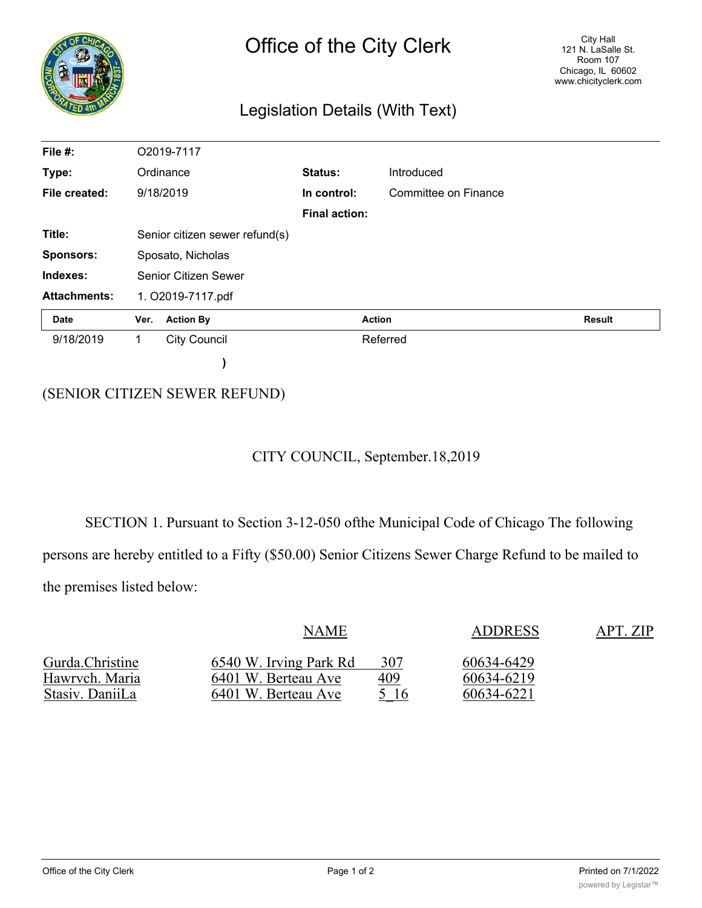# Office of the City Clerk

City Hall
121 N. LaSalle St.
Room 107
Chicago, IL 60602
www.chicityclerk.com

## Legislation Details (With Text)

| | | | |
|---|---|---|---|
| **File #:** | O2019-7117 | | |
| **Type:** | Ordinance | **Status:** | Introduced |
| **File created:** | 9/18/2019 | **In control:** | Committee on Finance |
| | | **Final action:** | |
| **Title:** | Senior citizen sewer refund(s) | | |
| **Sponsors:** | Sposato, Nicholas | | |
| **Indexes:** | Senior Citizen Sewer | | |
| **Attachments:** | 1. O2019-7117.pdf | | |

| Date | Ver. | Action By | Action | Result |
|---|---|---|---|---|
| 9/18/2019 | 1 | City Council | Referred | |

)

(SENIOR CITIZEN SEWER REFUND)

CITY COUNCIL, September.18,2019

SECTION 1. Pursuant to Section 3-12-050 ofthe Municipal Code of Chicago The following persons are hereby entitled to a Fifty ($50.00) Senior Citizens Sewer Charge Refund to be mailed to the premises listed below:

| NAME | ADDRESS | APT. | ZIP |
|---|---|---|---|
| Gurda.Christine | 6540 W. Irving Park Rd | 307 | 60634-6429 |
| Hawrvch. Maria | 6401 W. Berteau Ave | 409 | 60634-6219 |
| Stasiv. DaniiLa | 6401 W. Berteau Ave | 5_16 | 60634-6221 |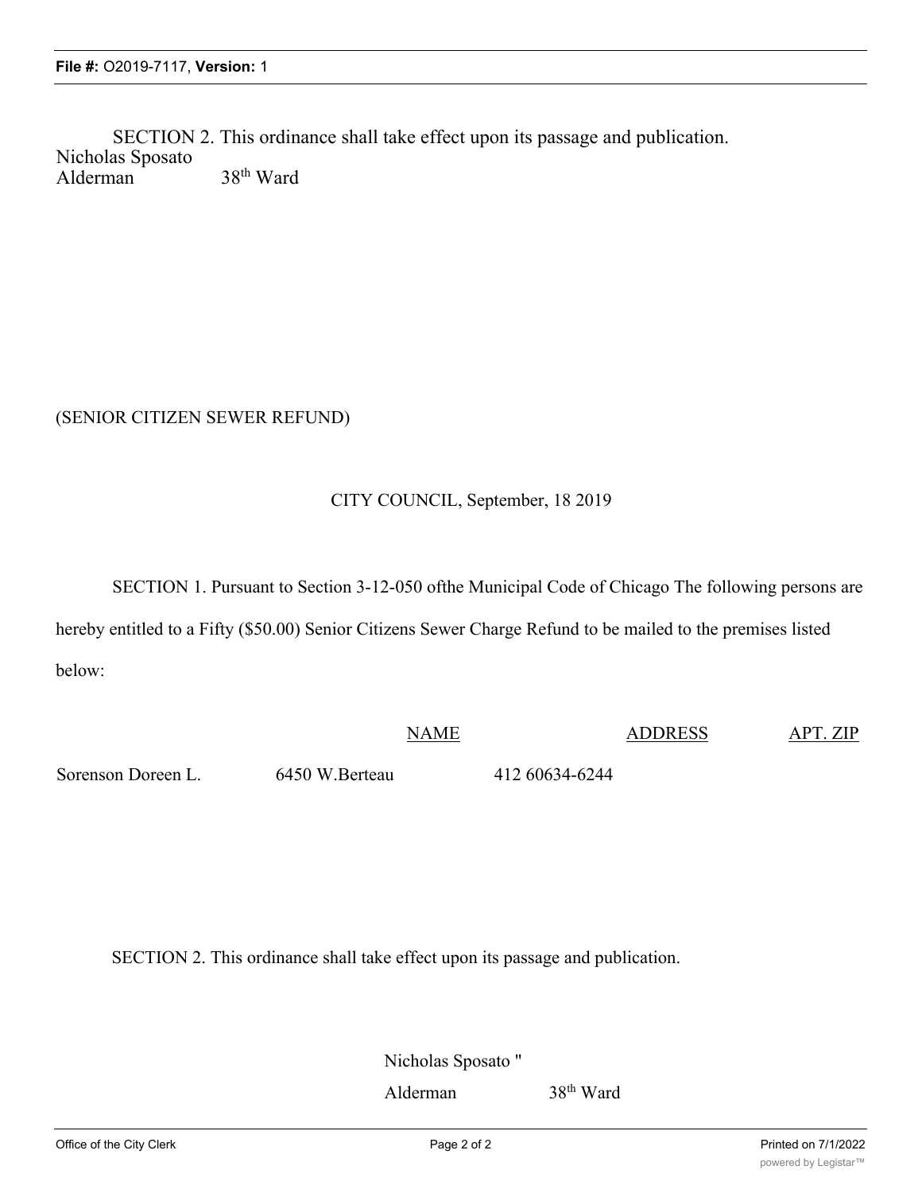SECTION 2. This ordinance shall take effect upon its passage and publication.

Nicholas Sposato
Alderman 38th Ward

(SENIOR CITIZEN SEWER REFUND)

CITY COUNCIL, September, 18 2019

SECTION 1. Pursuant to Section 3-12-050 ofthe Municipal Code of Chicago The following persons are hereby entitled to a Fifty ($50.00) Senior Citizens Sewer Charge Refund to be mailed to the premises listed below:

| NAME | ADDRESS | APT. | ZIP |
|---|---|---|---|
| Sorenson Doreen L. | 6450 W.Berteau | 412 | 60634-6244 |

SECTION 2. This ordinance shall take effect upon its passage and publication.

Nicholas Sposato "
Alderman 38th Ward